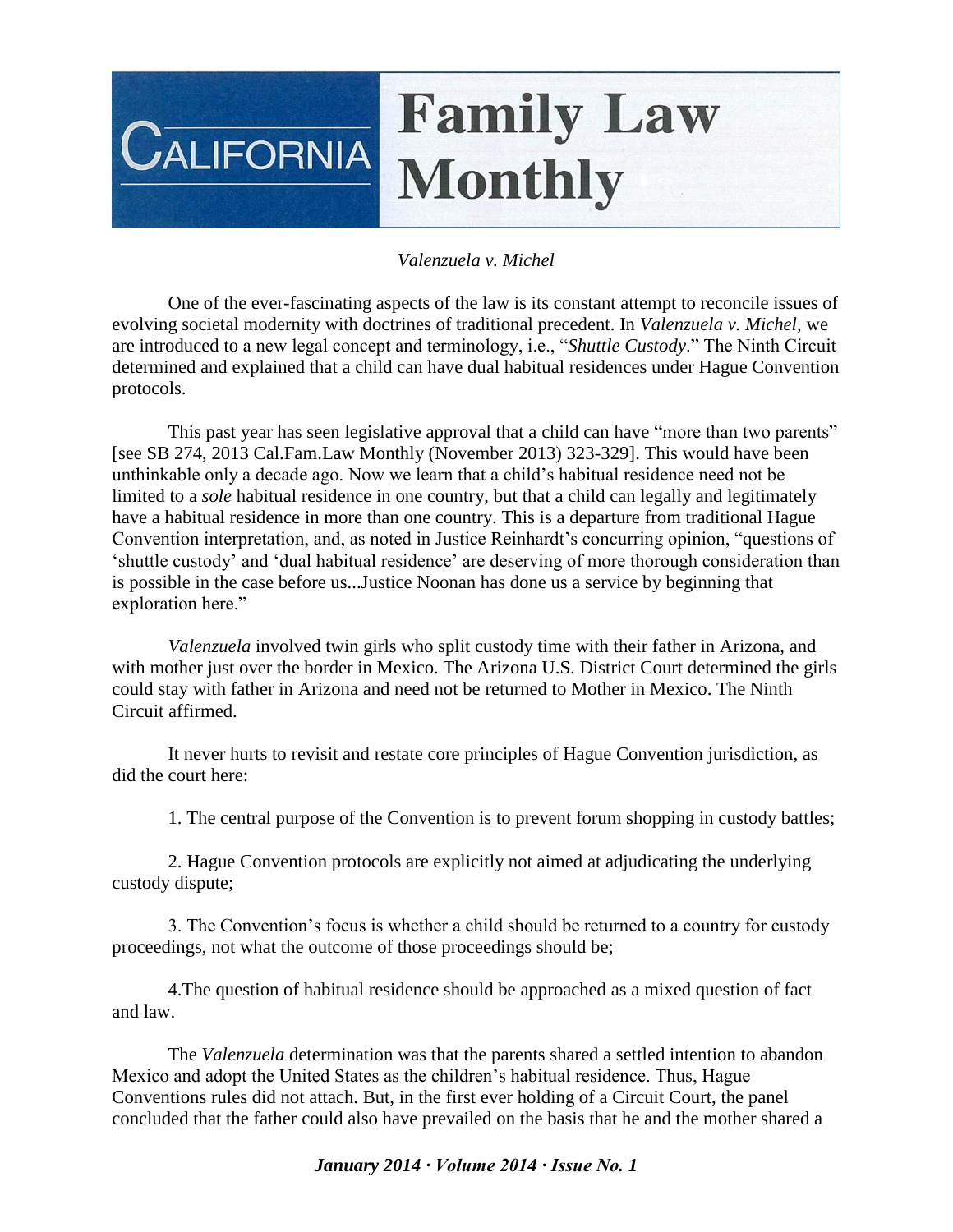# California Family Law Monthly

*Valenzuela v. Michel*

One of the ever-fascinating aspects of the law is its constant attempt to reconcile issues of evolving societal modernity with doctrines of traditional precedent. In *Valenzuela v. Michel*, we are introduced to a new legal concept and terminology, i.e., "*Shuttle Custody*." The Ninth Circuit determined and explained that a child can have dual habitual residences under Hague Convention protocols.

This past year has seen legislative approval that a child can have "more than two parents" [see SB 274, 2013 Cal.Fam.Law Monthly (November 2013) 323-329]. This would have been unthinkable only a decade ago. Now we learn that a child's habitual residence need not be limited to a *sole* habitual residence in one country, but that a child can legally and legitimately have a habitual residence in more than one country. This is a departure from traditional Hague Convention interpretation, and, as noted in Justice Reinhardt's concurring opinion, "questions of 'shuttle custody' and 'dual habitual residence' are deserving of more thorough consideration than is possible in the case before us...Justice Noonan has done us a service by beginning that exploration here."

*Valenzuela* involved twin girls who split custody time with their father in Arizona, and with mother just over the border in Mexico. The Arizona U.S. District Court determined the girls could stay with father in Arizona and need not be returned to Mother in Mexico. The Ninth Circuit affirmed.

It never hurts to revisit and restate core principles of Hague Convention jurisdiction, as did the court here:

1. The central purpose of the Convention is to prevent forum shopping in custody battles;

2. Hague Convention protocols are explicitly not aimed at adjudicating the underlying custody dispute;

3. The Convention's focus is whether a child should be returned to a country for custody proceedings, not what the outcome of those proceedings should be;

4. The question of habitual residence should be approached as a mixed question of fact and law.

The *Valenzuela* determination was that the parents shared a settled intention to abandon Mexico and adopt the United States as the children's habitual residence. Thus, Hague Conventions rules did not attach. But, in the first ever holding of a Circuit Court, the panel concluded that the father could also have prevailed on the basis that he and the mother shared a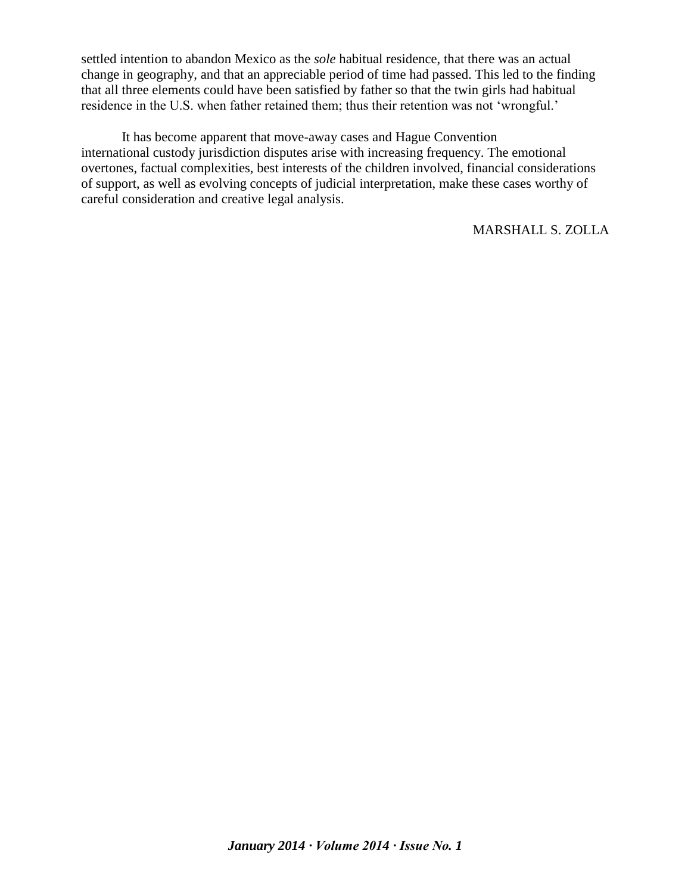settled intention to abandon Mexico as the *sole* habitual residence, that there was an actual change in geography, and that an appreciable period of time had passed. This led to the finding that all three elements could have been satisfied by father so that the twin girls had habitual residence in the U.S. when father retained them; thus their retention was not 'wrongful.'

It has become apparent that move-away cases and Hague Convention international custody jurisdiction disputes arise with increasing frequency. The emotional overtones, factual complexities, best interests of the children involved, financial considerations of support, as well as evolving concepts of judicial interpretation, make these cases worthy of careful consideration and creative legal analysis.

MARSHALL S. ZOLLA